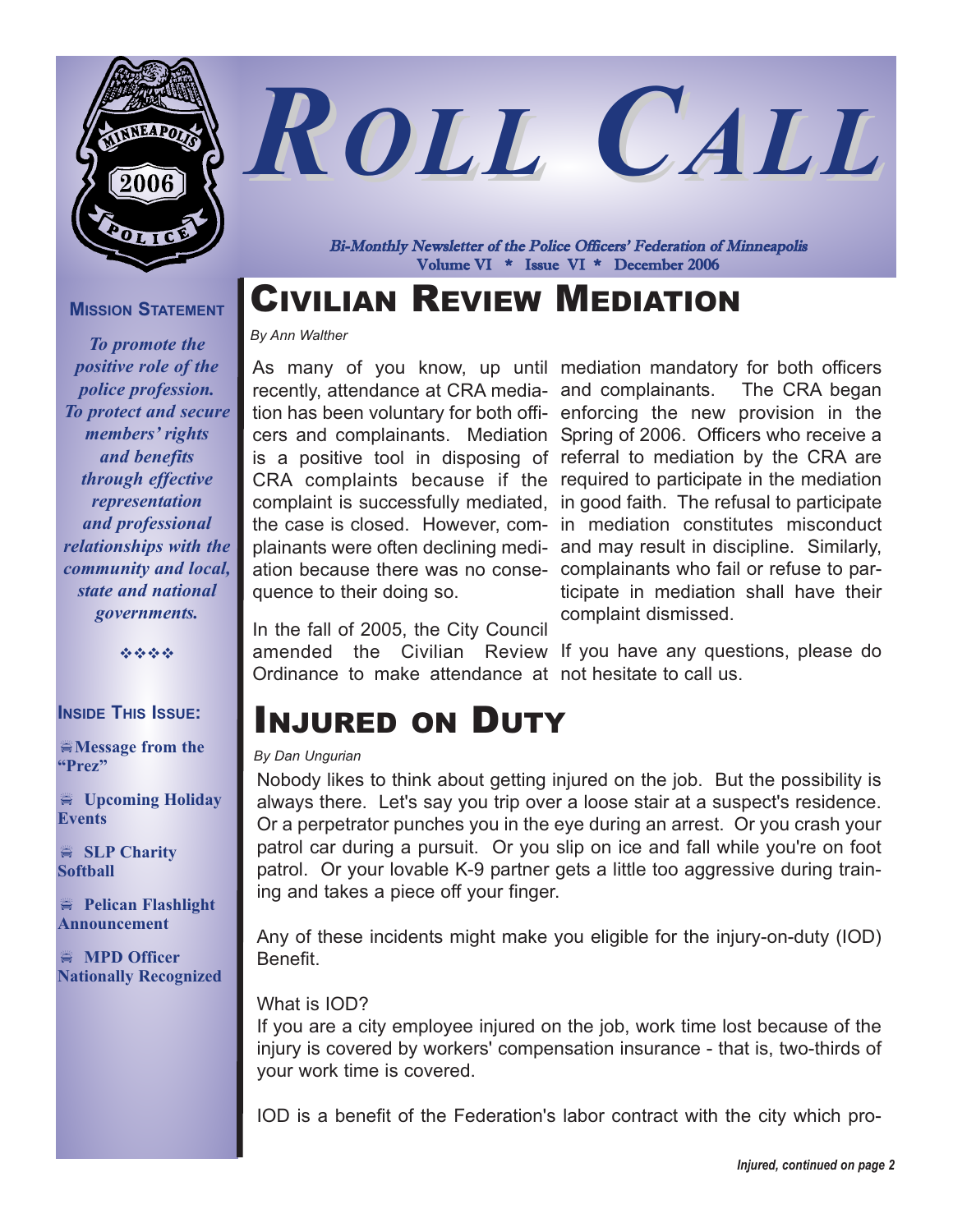# ROLL CALL

*Bi-Monthly Newsletter of the Police Officers' Federation of Minneapolis*
**Volume VI * Issue VI * December 2006**

**MISSION STATEMENT**

***To promote the positive role of the police profession. To protect and secure members' rights and benefits through effective representation and professional relationships with the community and local, state and national governments.***

**INSIDE THIS ISSUE:**

- **Message from the "Prez"**
- **Upcoming Holiday Events**
- **SLP Charity Softball**
- **Pelican Flashlight Announcement**
- **MPD Officer Nationally Recognized**

## CIVILIAN REVIEW MEDIATION

*By Ann Walther*

As many of you know, up until recently, attendance at CRA mediation has been voluntary for both officers and complainants. Mediation is a positive tool in disposing of CRA complaints because if the complaint is successfully mediated, the case is closed. However, complainants were often declining mediation because there was no consequence to their doing so.

In the fall of 2005, the City Council amended the Civilian Review Ordinance to make attendance at mediation mandatory for both officers and complainants. The CRA began enforcing the new provision in the Spring of 2006. Officers who receive a referral to mediation by the CRA are required to participate in the mediation in good faith. The refusal to participate in mediation constitutes misconduct and may result in discipline. Similarly, complainants who fail or refuse to participate in mediation shall have their complaint dismissed.

If you have any questions, please do not hesitate to call us.

## INJURED ON DUTY

*By Dan Ungurian*

Nobody likes to think about getting injured on the job. But the possibility is always there. Let's say you trip over a loose stair at a suspect's residence. Or a perpetrator punches you in the eye during an arrest. Or you crash your patrol car during a pursuit. Or you slip on ice and fall while you're on foot patrol. Or your lovable K-9 partner gets a little too aggressive during training and takes a piece off your finger.

Any of these incidents might make you eligible for the injury-on-duty (IOD) Benefit.

What is IOD?
If you are a city employee injured on the job, work time lost because of the injury is covered by workers' compensation insurance - that is, two-thirds of your work time is covered.

IOD is a benefit of the Federation's labor contract with the city which pro-

*Injured, continued on page 2*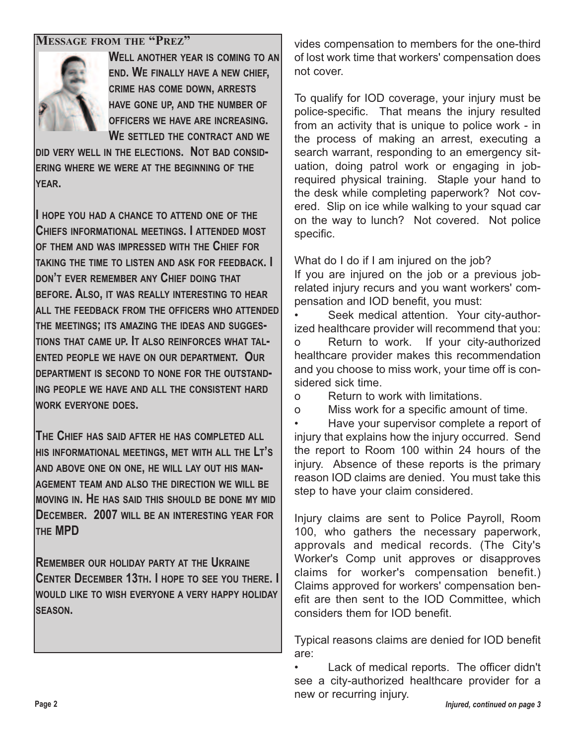## Message from the "Prez"

Well another year is coming to an end. We finally have a new chief, crime has come down, arrests have gone up, and the number of officers we have are increasing. We settled the contract and we did very well in the elections. Not bad considering where we were at the beginning of the year.

I hope you had a chance to attend one of the Chiefs informational meetings. I attended most of them and was impressed with the Chief for taking the time to listen and ask for feedback. I don't ever remember any Chief doing that before. Also, it was really interesting to hear all the feedback from the officers who attended the meetings; its amazing the ideas and suggestions that came up. It also reinforces what talented people we have on our department. Our department is second to none for the outstanding people we have and all the consistent hard work everyone does.

The Chief has said after he has completed all his informational meetings, met with all the Lt's and above one on one, he will lay out his management team and also the direction we will be moving in. He has said this should be done my mid December. 2007 will be an interesting year for the MPD

Remember our holiday party at the Ukraine Center December 13th. I hope to see you there. I would like to wish everyone a very happy holiday season.

vides compensation to members for the one-third of lost work time that workers' compensation does not cover.

To qualify for IOD coverage, your injury must be police-specific. That means the injury resulted from an activity that is unique to police work - in the process of making an arrest, executing a search warrant, responding to an emergency situation, doing patrol work or engaging in job-required physical training. Staple your hand to the desk while completing paperwork? Not covered. Slip on ice while walking to your squad car on the way to lunch? Not covered. Not police specific.

What do I do if I am injured on the job?

If you are injured on the job or a previous job-related injury recurs and you want workers' compensation and IOD benefit, you must:

- Seek medical attention. Your city-authorized healthcare provider will recommend that you:
  - Return to work. If your city-authorized healthcare provider makes this recommendation and you choose to miss work, your time off is considered sick time.
  - Return to work with limitations.
  - Miss work for a specific amount of time.
- Have your supervisor complete a report of injury that explains how the injury occurred. Send the report to Room 100 within 24 hours of the injury. Absence of these reports is the primary reason IOD claims are denied. You must take this step to have your claim considered.

Injury claims are sent to Police Payroll, Room 100, who gathers the necessary paperwork, approvals and medical records. (The City's Worker's Comp unit approves or disapproves claims for worker's compensation benefit.) Claims approved for workers' compensation benefit are then sent to the IOD Committee, which considers them for IOD benefit.

Typical reasons claims are denied for IOD benefit are:

- Lack of medical reports. The officer didn't see a city-authorized healthcare provider for a new or recurring injury.

*Injured, continued on page 3*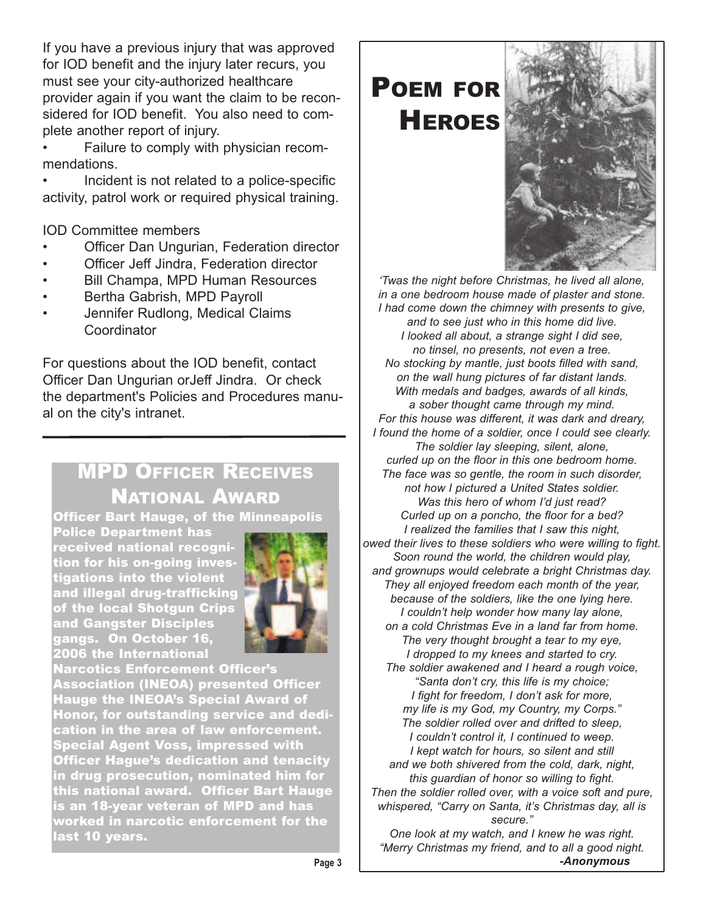If you have a previous injury that was approved for IOD benefit and the injury later recurs, you must see your city-authorized healthcare provider again if you want the claim to be reconsidered for IOD benefit. You also need to complete another report of injury.

- Failure to comply with physician recommendations.
- Incident is not related to a police-specific activity, patrol work or required physical training.

IOD Committee members

- Officer Dan Ungurian, Federation director
- Officer Jeff Jindra, Federation director
- Bill Champa, MPD Human Resources
- Bertha Gabrish, MPD Payroll
- Jennifer Rudlong, Medical Claims Coordinator

For questions about the IOD benefit, contact Officer Dan Ungurian orJeff Jindra. Or check the department's Policies and Procedures manual on the city's intranet.

## MPD Officer Receives National Award

**Officer Bart Hauge, of the Minneapolis Police Department has received national recognition for his on-going investigations into the violent and illegal drug-trafficking of the local Shotgun Crips and Gangster Disciples gangs. On October 16, 2006 the International Narcotics Enforcement Officer's Association (INEOA) presented Officer Hauge the INEOA's Special Award of Honor, for outstanding service and dedication in the area of law enforcement. Special Agent Voss, impressed with Officer Hague's dedication and tenacity in drug prosecution, nominated him for this national award. Officer Bart Hauge is an 18-year veteran of MPD and has worked in narcotic enforcement for the last 10 years.**

## Poem for Heroes

*'Twas the night before Christmas, he lived all alone,*
*in a one bedroom house made of plaster and stone.*
*I had come down the chimney with presents to give,*
*and to see just who in this home did live.*
*I looked all about, a strange sight I did see,*
*no tinsel, no presents, not even a tree.*
*No stocking by mantle, just boots filled with sand,*
*on the wall hung pictures of far distant lands.*
*With medals and badges, awards of all kinds,*
*a sober thought came through my mind.*
*For this house was different, it was dark and dreary,*
*I found the home of a soldier, once I could see clearly.*
*The soldier lay sleeping, silent, alone,*
*curled up on the floor in this one bedroom home.*
*The face was so gentle, the room in such disorder,*
*not how I pictured a United States soldier.*
*Was this hero of whom I'd just read?*
*Curled up on a poncho, the floor for a bed?*
*I realized the families that I saw this night,*
*owed their lives to these soldiers who were willing to fight.*
*Soon round the world, the children would play,*
*and grownups would celebrate a bright Christmas day.*
*They all enjoyed freedom each month of the year,*
*because of the soldiers, like the one lying here.*
*I couldn't help wonder how many lay alone,*
*on a cold Christmas Eve in a land far from home.*
*The very thought brought a tear to my eye,*
*I dropped to my knees and started to cry.*
*The soldier awakened and I heard a rough voice,*
*"Santa don't cry, this life is my choice;*
*I fight for freedom, I don't ask for more,*
*my life is my God, my Country, my Corps."*
*The soldier rolled over and drifted to sleep,*
*I couldn't control it, I continued to weep.*
*I kept watch for hours, so silent and still*
*and we both shivered from the cold, dark, night,*
*this guardian of honor so willing to fight.*
*Then the soldier rolled over, with a voice soft and pure,*
*whispered, "Carry on Santa, it's Christmas day, all is secure."*
*One look at my watch, and I knew he was right.*
*"Merry Christmas my friend, and to all a good night.*

***-Anonymous***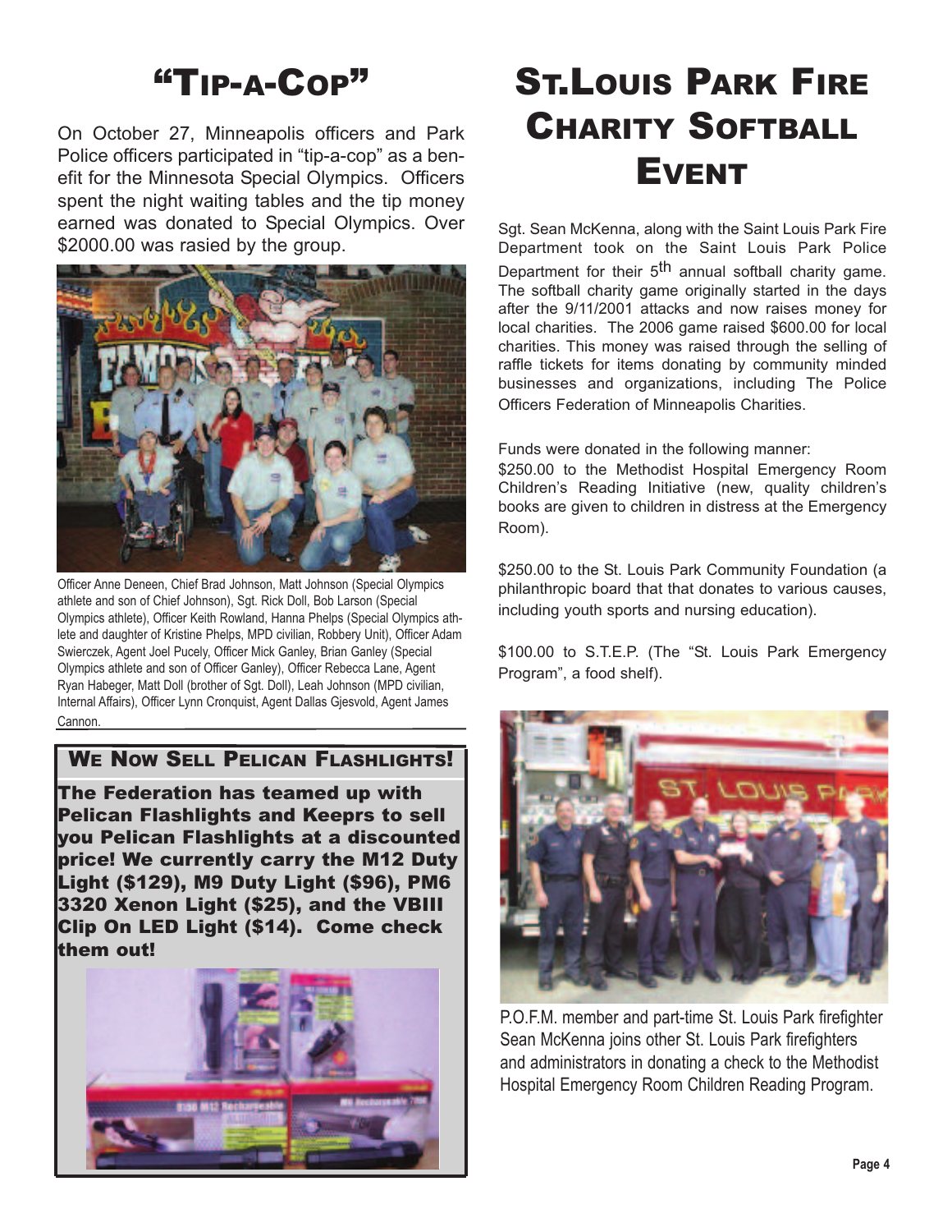# "Tip-a-Cop"

On October 27, Minneapolis officers and Park Police officers participated in "tip-a-cop" as a benefit for the Minnesota Special Olympics. Officers spent the night waiting tables and the tip money earned was donated to Special Olympics. Over $2000.00 was rasied by the group.

Officer Anne Deneen, Chief Brad Johnson, Matt Johnson (Special Olympics athlete and son of Chief Johnson), Sgt. Rick Doll, Bob Larson (Special Olympics athlete), Officer Keith Rowland, Hanna Phelps (Special Olympics athlete and daughter of Kristine Phelps, MPD civilian, Robbery Unit), Officer Adam Swierczek, Agent Joel Pucely, Officer Mick Ganley, Brian Ganley (Special Olympics athlete and son of Officer Ganley), Officer Rebecca Lane, Agent Ryan Habeger, Matt Doll (brother of Sgt. Doll), Leah Johnson (MPD civilian, Internal Affairs), Officer Lynn Cronquist, Agent Dallas Gjesvold, Agent James Cannon.

## We Now Sell Pelican Flashlights!

**The Federation has teamed up with Pelican Flashlights and Keeprs to sell you Pelican Flashlights at a discounted price! We currently carry the M12 Duty Light ($129), M9 Duty Light ($96), PM6 3320 Xenon Light ($25), and the VBIII Clip On LED Light ($14). Come check them out!**

# St.Louis Park Fire Charity Softball Event

Sgt. Sean McKenna, along with the Saint Louis Park Fire Department took on the Saint Louis Park Police Department for their 5th annual softball charity game. The softball charity game originally started in the days after the 9/11/2001 attacks and now raises money for local charities. The 2006 game raised $600.00 for local charities. This money was raised through the selling of raffle tickets for items donating by community minded businesses and organizations, including The Police Officers Federation of Minneapolis Charities.

Funds were donated in the following manner:

$250.00 to the Methodist Hospital Emergency Room Children's Reading Initiative (new, quality children's books are given to children in distress at the Emergency Room).

$250.00 to the St. Louis Park Community Foundation (a philanthropic board that that donates to various causes, including youth sports and nursing education).

$100.00 to S.T.E.P. (The "St. Louis Park Emergency Program", a food shelf).

P.O.F.M. member and part-time St. Louis Park firefighter Sean McKenna joins other St. Louis Park firefighters and administrators in donating a check to the Methodist Hospital Emergency Room Children Reading Program.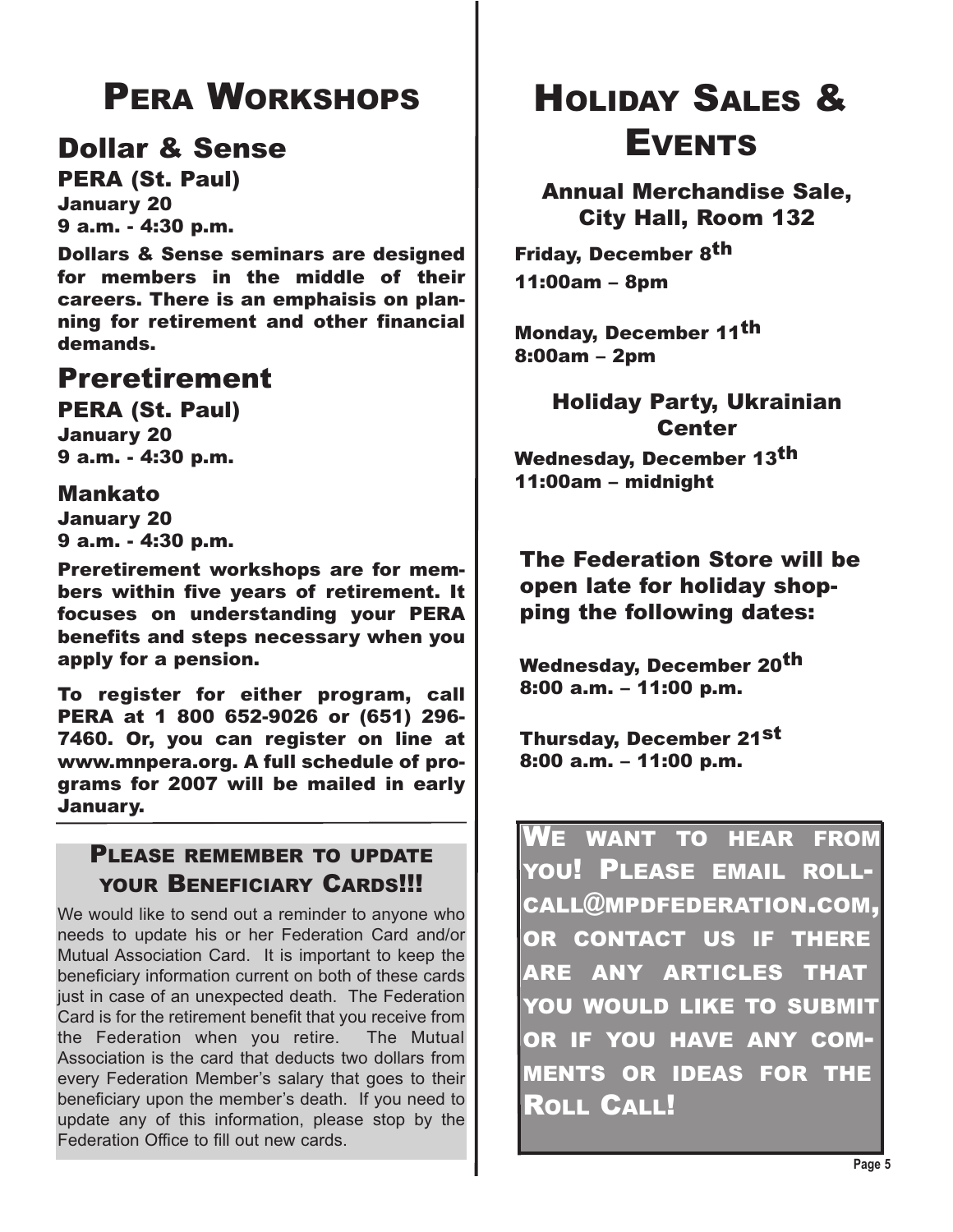# PERA Workshops

## Dollar & Sense

**PERA (St. Paul)**
**January 20**
**9 a.m. - 4:30 p.m.**

**Dollars & Sense seminars are designed for members in the middle of their careers. There is an emphaisis on planning for retirement and other financial demands.**

## Preretirement

**PERA (St. Paul)**
**January 20**
**9 a.m. - 4:30 p.m.**

**Mankato**
**January 20**
**9 a.m. - 4:30 p.m.**

**Preretirement workshops are for members within five years of retirement. It focuses on understanding your PERA benefits and steps necessary when you apply for a pension.**

**To register for either program, call PERA at 1 800 652-9026 or (651) 296-7460. Or, you can register on line at www.mnpera.org. A full schedule of programs for 2007 will be mailed in early January.**

### Please remember to update your Beneficiary Cards!!!

We would like to send out a reminder to anyone who needs to update his or her Federation Card and/or Mutual Association Card. It is important to keep the beneficiary information current on both of these cards just in case of an unexpected death. The Federation Card is for the retirement benefit that you receive from the Federation when you retire. The Mutual Association is the card that deducts two dollars from every Federation Member's salary that goes to their beneficiary upon the member's death. If you need to update any of this information, please stop by the Federation Office to fill out new cards.

# Holiday Sales & Events

### Annual Merchandise Sale, City Hall, Room 132

**Friday, December 8th**
**11:00am – 8pm**

**Monday, December 11th**
**8:00am – 2pm**

### Holiday Party, Ukrainian Center

**Wednesday, December 13th**
**11:00am – midnight**

**The Federation Store will be open late for holiday shopping the following dates:**

**Wednesday, December 20th**
**8:00 a.m. – 11:00 p.m.**

**Thursday, December 21st**
**8:00 a.m. – 11:00 p.m.**

**We want to hear from you! Please email rollcall@mpdfederation.com, or contact us if there are any articles that you would like to submit or if you have any comments or ideas for the Roll Call!**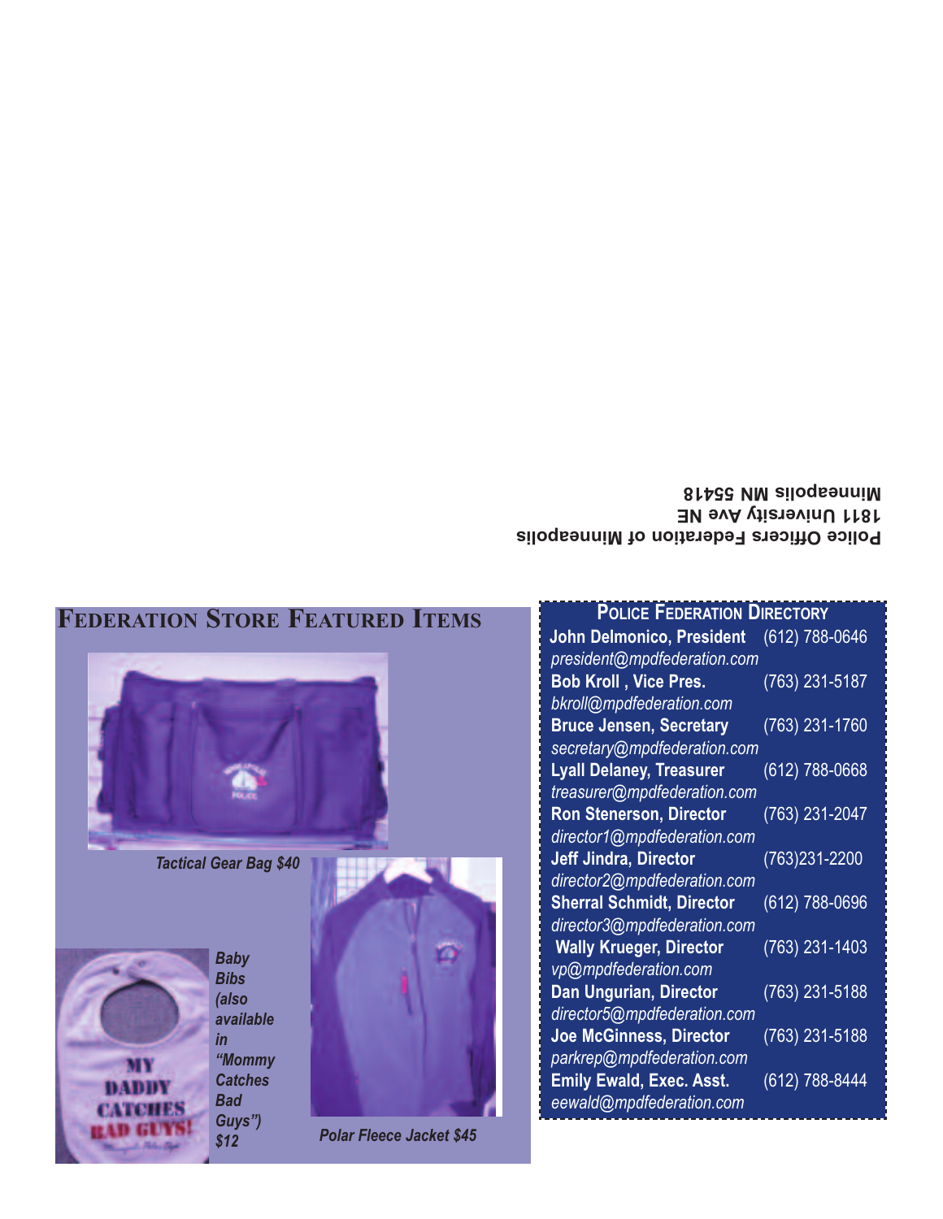Police Officers Federation of Minneapolis
1811 University Ave NE
Minneapolis MN 55418

## Federation Store Featured Items

*Tactical Gear Bag $40*

*Baby Bibs (also available in "Mommy Catches Bad Guys") $12*

*Polar Fleece Jacket $45*

## Police Federation Directory

**John Delmonico, President** (612) 788-0646
*president@mpdfederation.com*

**Bob Kroll , Vice Pres.** (763) 231-5187
*bkroll@mpdfederation.com*

**Bruce Jensen, Secretary** (763) 231-1760
*secretary@mpdfederation.com*

**Lyall Delaney, Treasurer** (612) 788-0668
*treasurer@mpdfederation.com*

**Ron Stenerson, Director** (763) 231-2047
*director1@mpdfederation.com*

**Jeff Jindra, Director** (763)231-2200
*director2@mpdfederation.com*

**Sherral Schmidt, Director** (612) 788-0696
*director3@mpdfederation.com*

**Wally Krueger, Director** (763) 231-1403
*vp@mpdfederation.com*

**Dan Ungurian, Director** (763) 231-5188
*director5@mpdfederation.com*

**Joe McGinness, Director** (763) 231-5188
*parkrep@mpdfederation.com*

**Emily Ewald, Exec. Asst.** (612) 788-8444
*eewald@mpdfederation.com*